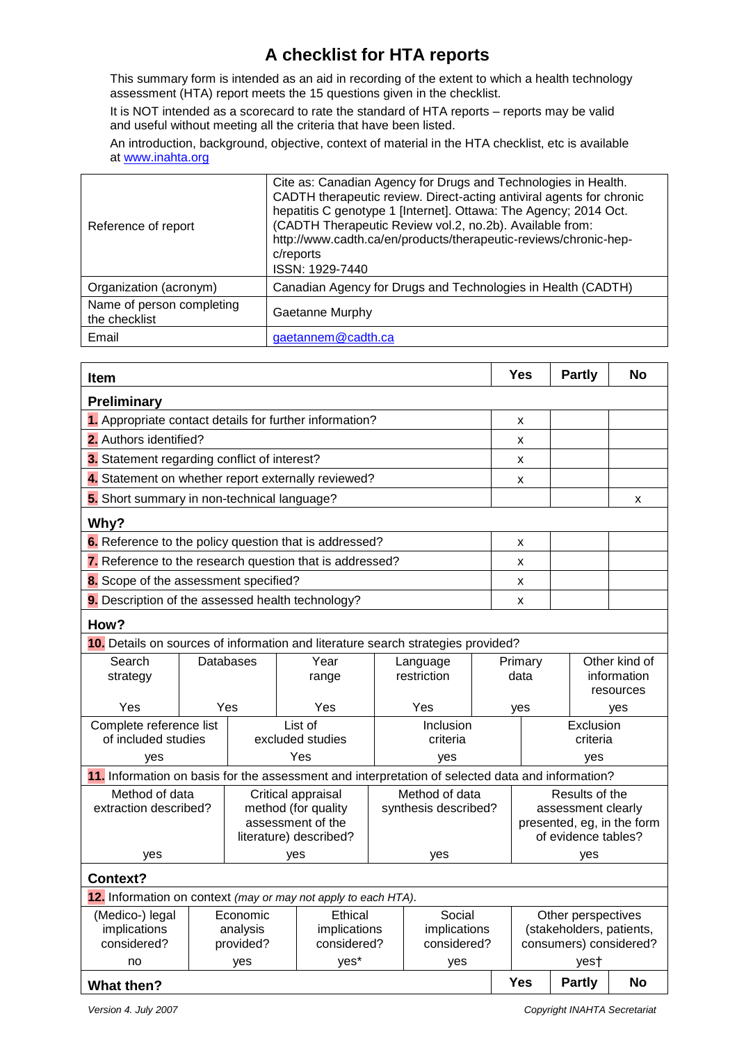# A checklist for HTA reports

This summary form is intended as an aid in recording of the extent to which a health technology assessment (HTA) report meets the 15 questions given in the checklist.

It is NOT intended as a scorecard to rate the standard of HTA reports – reports may be valid and useful without meeting all the criteria that have been listed.

An introduction, background, objective, context of material in the HTA checklist, etc is available at www.inahta.org

| | |
|---|---|
| Reference of report | Cite as: Canadian Agency for Drugs and Technologies in Health. CADTH therapeutic review. Direct-acting antiviral agents for chronic hepatitis C genotype 1 [Internet]. Ottawa: The Agency; 2014 Oct. (CADTH Therapeutic Review vol.2, no.2b). Available from: http://www.cadth.ca/en/products/therapeutic-reviews/chronic-hep-c/reports<br>ISSN: 1929-7440 |
| Organization (acronym) | Canadian Agency for Drugs and Technologies in Health (CADTH) |
| Name of person completing the checklist | Gaetanne Murphy |
| Email | gaetannem@cadth.ca |

| Item | Yes | Partly | No |
|---|---|---|---|
| **Preliminary** | | | |
| **1.** Appropriate contact details for further information? | x | | |
| **2.** Authors identified? | x | | |
| **3.** Statement regarding conflict of interest? | x | | |
| **4.** Statement on whether report externally reviewed? | x | | |
| **5.** Short summary in non-technical language? | | | x |
| **Why?** | | | |
| **6.** Reference to the policy question that is addressed? | x | | |
| **7.** Reference to the research question that is addressed? | x | | |
| **8.** Scope of the assessment specified? | x | | |
| **9.** Description of the assessed health technology? | x | | |

**How?**

**10.** Details on sources of information and literature search strategies provided?

| Search strategy | Databases | Year range | Language restriction | Primary data | Other kind of information resources |
|---|---|---|---|---|---|
| Yes | Yes | Yes | Yes | yes | yes |

| Complete reference list of included studies | List of excluded studies | Inclusion criteria | Exclusion criteria |
|---|---|---|---|
| yes | Yes | yes | yes |

**11.** Information on basis for the assessment and interpretation of selected data and information?

| Method of data extraction described? | Critical appraisal method (for quality assessment of the literature) described? | Method of data synthesis described? | Results of the assessment clearly presented, eg, in the form of evidence tables? |
|---|---|---|---|
| yes | yes | yes | yes |

**Context?**

**12.** Information on context *(may or may not apply to each HTA)*.

| (Medico-) legal implications considered? | Economic analysis provided? | Ethical implications considered? | Social implications considered? | Other perspectives (stakeholders, patients, consumers) considered? |
|---|---|---|---|---|
| no | yes | yes* | yes | yes† |

| What then? | Yes | Partly | No |
|---|---|---|---|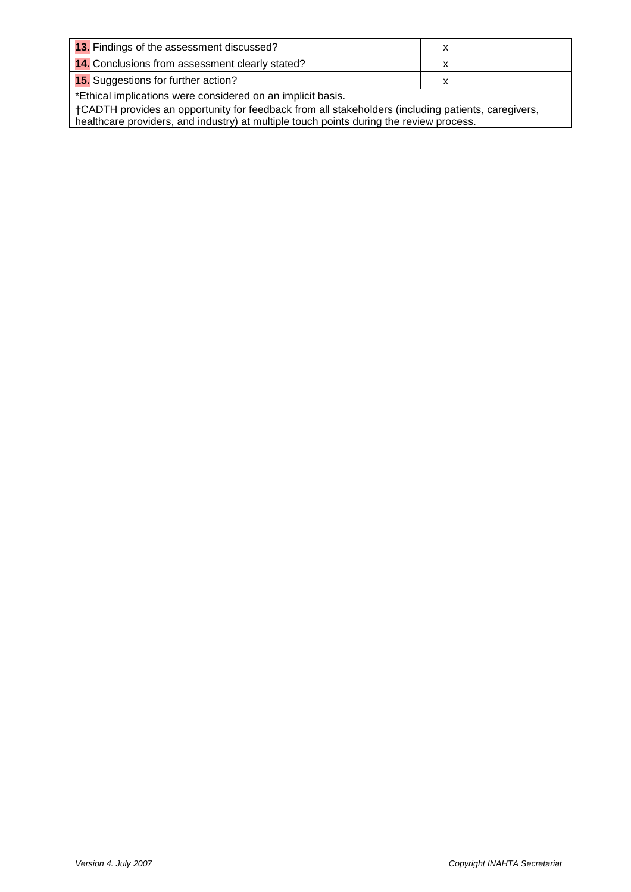| | | | |
|---|---|---|---|
| **13.** Findings of the assessment discussed? | x | | |
| **14.** Conclusions from assessment clearly stated? | x | | |
| **15.** Suggestions for further action? | x | | |

*Ethical implications were considered on an implicit basis.

†CADTH provides an opportunity for feedback from all stakeholders (including patients, caregivers, healthcare providers, and industry) at multiple touch points during the review process.